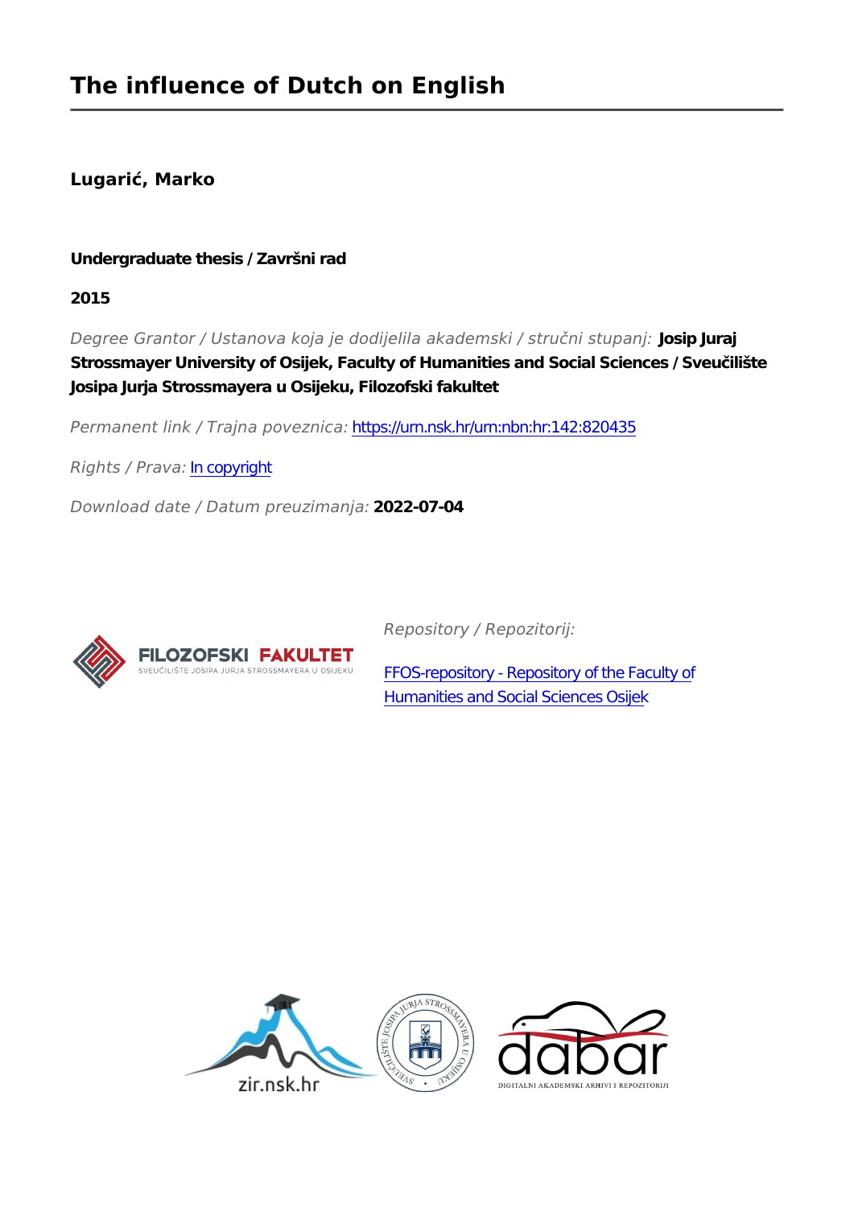# The influence of Dutch on English

**Lugarić, Marko**

**Undergraduate thesis / Završni rad**

**2015**

*Degree Grantor / Ustanova koja je dodijelila akademski / stručni stupanj:* **Josip Juraj Strossmayer University of Osijek, Faculty of Humanities and Social Sciences / Sveučilište Josipa Jurja Strossmayera u Osijeku, Filozofski fakultet**

*Permanent link / Trajna poveznica:* https://urn.nsk.hr/urn:nbn:hr:142:820435

*Rights / Prava:* In copyright

*Download date / Datum preuzimanja:* **2022-07-04**

*Repository / Repozitorij:*

FFOS-repository - Repository of the Faculty of Humanities and Social Sciences Osijek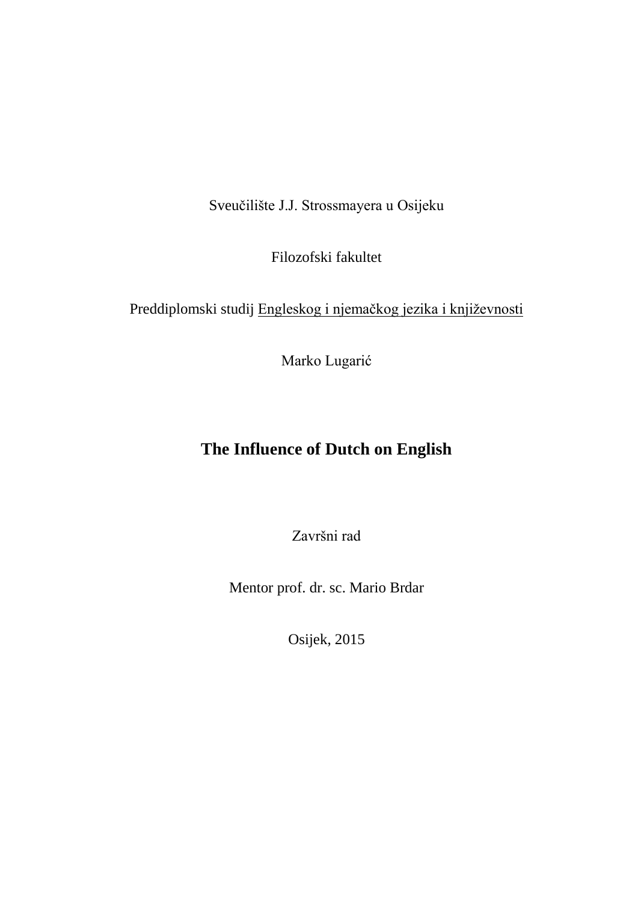Sveučilište J.J. Strossmayera u Osijeku

Filozofski fakultet

Preddiplomski studij Engleskog i njemačkog jezika i književnosti

Marko Lugarić

# The Influence of Dutch on English

Završni rad

Mentor prof. dr. sc. Mario Brdar

Osijek, 2015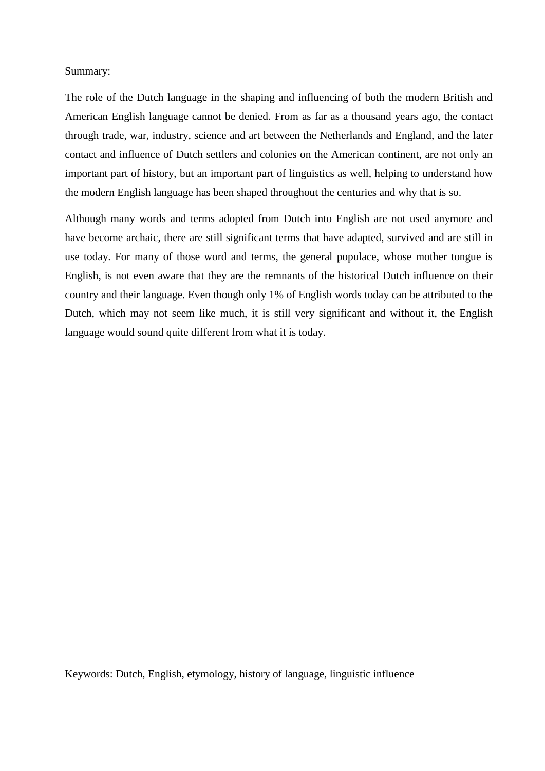Summary:

The role of the Dutch language in the shaping and influencing of both the modern British and American English language cannot be denied. From as far as a thousand years ago, the contact through trade, war, industry, science and art between the Netherlands and England, and the later contact and influence of Dutch settlers and colonies on the American continent, are not only an important part of history, but an important part of linguistics as well, helping to understand how the modern English language has been shaped throughout the centuries and why that is so.

Although many words and terms adopted from Dutch into English are not used anymore and have become archaic, there are still significant terms that have adapted, survived and are still in use today. For many of those word and terms, the general populace, whose mother tongue is English, is not even aware that they are the remnants of the historical Dutch influence on their country and their language. Even though only 1% of English words today can be attributed to the Dutch, which may not seem like much, it is still very significant and without it, the English language would sound quite different from what it is today.

Keywords: Dutch, English, etymology, history of language, linguistic influence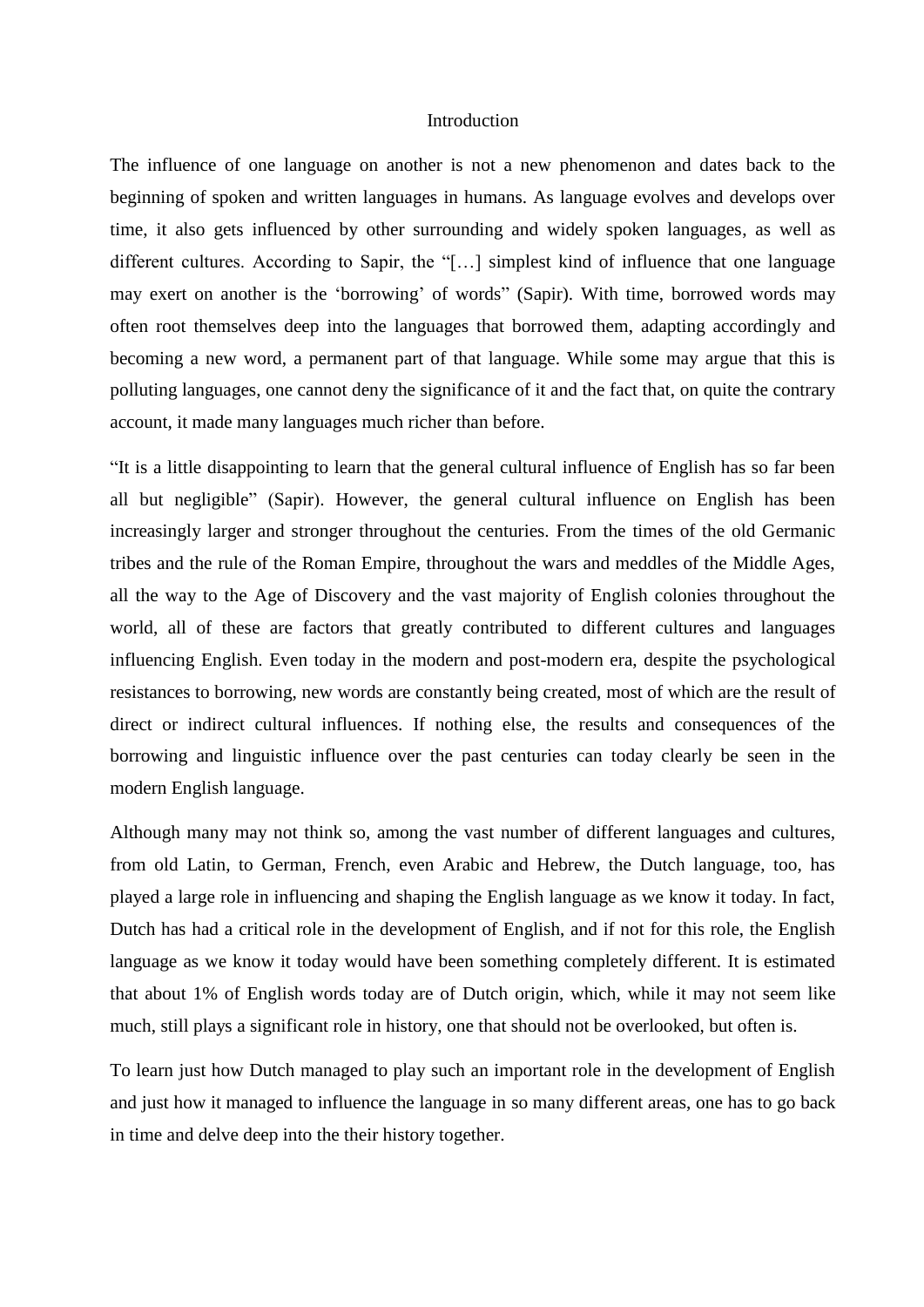# Introduction

The influence of one language on another is not a new phenomenon and dates back to the beginning of spoken and written languages in humans. As language evolves and develops over time, it also gets influenced by other surrounding and widely spoken languages, as well as different cultures. According to Sapir, the "[…] simplest kind of influence that one language may exert on another is the 'borrowing' of words" (Sapir). With time, borrowed words may often root themselves deep into the languages that borrowed them, adapting accordingly and becoming a new word, a permanent part of that language. While some may argue that this is polluting languages, one cannot deny the significance of it and the fact that, on quite the contrary account, it made many languages much richer than before.

"It is a little disappointing to learn that the general cultural influence of English has so far been all but negligible" (Sapir). However, the general cultural influence on English has been increasingly larger and stronger throughout the centuries. From the times of the old Germanic tribes and the rule of the Roman Empire, throughout the wars and meddles of the Middle Ages, all the way to the Age of Discovery and the vast majority of English colonies throughout the world, all of these are factors that greatly contributed to different cultures and languages influencing English. Even today in the modern and post-modern era, despite the psychological resistances to borrowing, new words are constantly being created, most of which are the result of direct or indirect cultural influences. If nothing else, the results and consequences of the borrowing and linguistic influence over the past centuries can today clearly be seen in the modern English language.

Although many may not think so, among the vast number of different languages and cultures, from old Latin, to German, French, even Arabic and Hebrew, the Dutch language, too, has played a large role in influencing and shaping the English language as we know it today. In fact, Dutch has had a critical role in the development of English, and if not for this role, the English language as we know it today would have been something completely different. It is estimated that about 1% of English words today are of Dutch origin, which, while it may not seem like much, still plays a significant role in history, one that should not be overlooked, but often is.

To learn just how Dutch managed to play such an important role in the development of English and just how it managed to influence the language in so many different areas, one has to go back in time and delve deep into the their history together.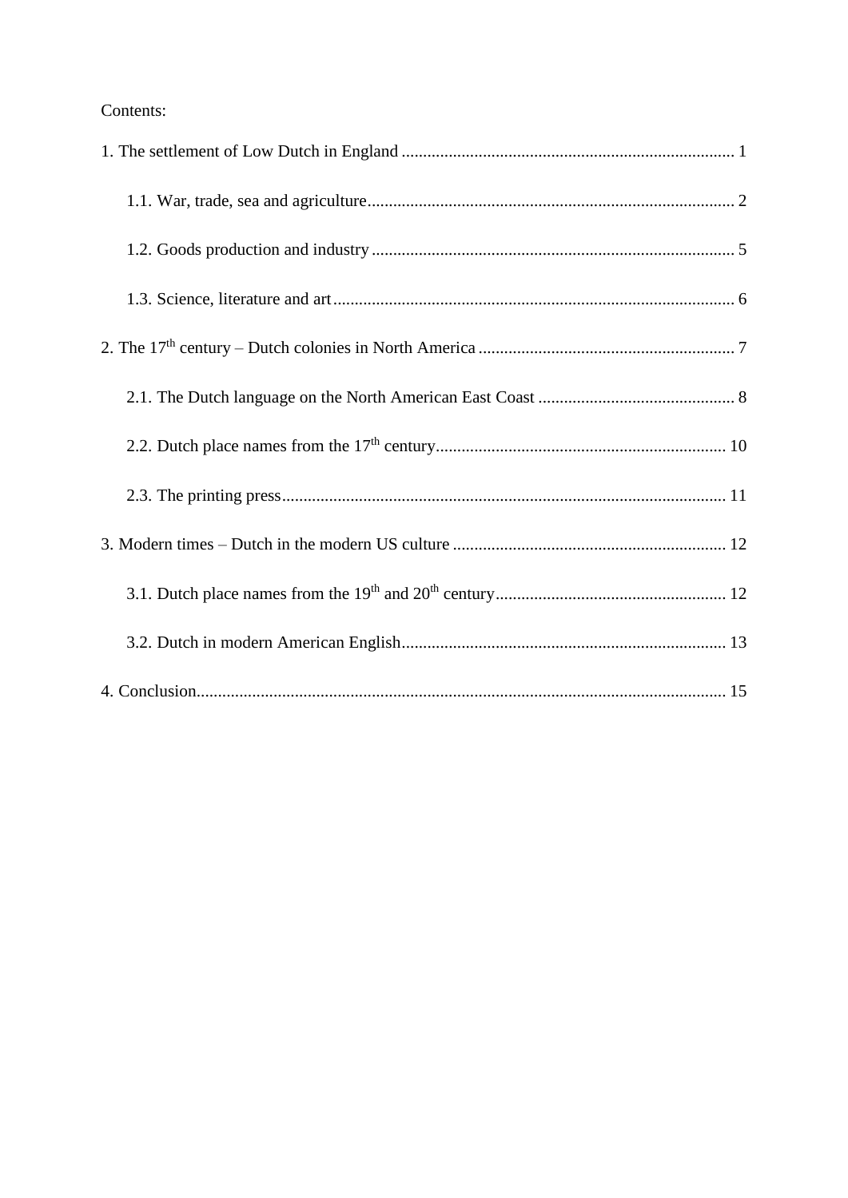Contents:

1. The settlement of Low Dutch in England ............................................................................. 1

    1.1. War, trade, sea and agriculture ..................................................................................... 2

    1.2. Goods production and industry .................................................................................... 5

    1.3. Science, literature and art ............................................................................................ 6

2. The 17th century – Dutch colonies in North America ............................................................ 7

    2.1. The Dutch language on the North American East Coast .............................................. 8

    2.2. Dutch place names from the 17th century .................................................................... 10

    2.3. The printing press ....................................................................................................... 11

3. Modern times – Dutch in the modern US culture ................................................................ 12

    3.1. Dutch place names from the 19th and 20th century ...................................................... 12

    3.2. Dutch in modern American English ........................................................................... 13

4. Conclusion ........................................................................................................................... 15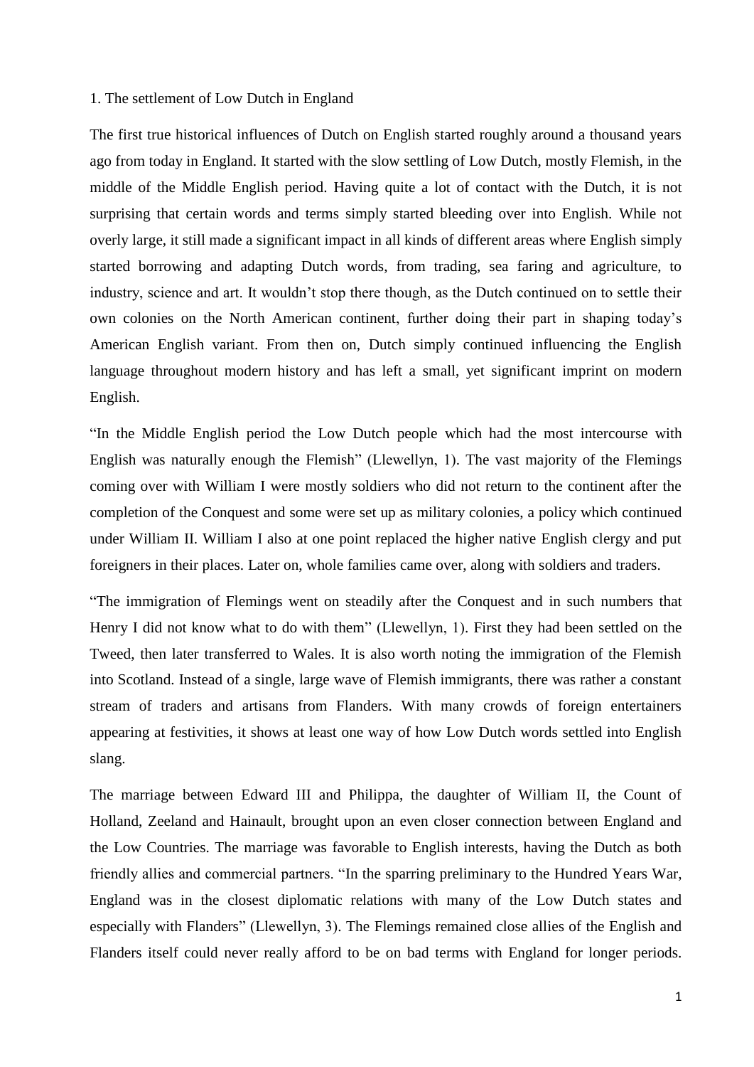## 1. The settlement of Low Dutch in England

The first true historical influences of Dutch on English started roughly around a thousand years ago from today in England. It started with the slow settling of Low Dutch, mostly Flemish, in the middle of the Middle English period. Having quite a lot of contact with the Dutch, it is not surprising that certain words and terms simply started bleeding over into English. While not overly large, it still made a significant impact in all kinds of different areas where English simply started borrowing and adapting Dutch words, from trading, sea faring and agriculture, to industry, science and art. It wouldn't stop there though, as the Dutch continued on to settle their own colonies on the North American continent, further doing their part in shaping today's American English variant. From then on, Dutch simply continued influencing the English language throughout modern history and has left a small, yet significant imprint on modern English.

"In the Middle English period the Low Dutch people which had the most intercourse with English was naturally enough the Flemish" (Llewellyn, 1). The vast majority of the Flemings coming over with William I were mostly soldiers who did not return to the continent after the completion of the Conquest and some were set up as military colonies, a policy which continued under William II. William I also at one point replaced the higher native English clergy and put foreigners in their places. Later on, whole families came over, along with soldiers and traders.

"The immigration of Flemings went on steadily after the Conquest and in such numbers that Henry I did not know what to do with them" (Llewellyn, 1). First they had been settled on the Tweed, then later transferred to Wales. It is also worth noting the immigration of the Flemish into Scotland. Instead of a single, large wave of Flemish immigrants, there was rather a constant stream of traders and artisans from Flanders. With many crowds of foreign entertainers appearing at festivities, it shows at least one way of how Low Dutch words settled into English slang.

The marriage between Edward III and Philippa, the daughter of William II, the Count of Holland, Zeeland and Hainault, brought upon an even closer connection between England and the Low Countries. The marriage was favorable to English interests, having the Dutch as both friendly allies and commercial partners. "In the sparring preliminary to the Hundred Years War, England was in the closest diplomatic relations with many of the Low Dutch states and especially with Flanders" (Llewellyn, 3). The Flemings remained close allies of the English and Flanders itself could never really afford to be on bad terms with England for longer periods.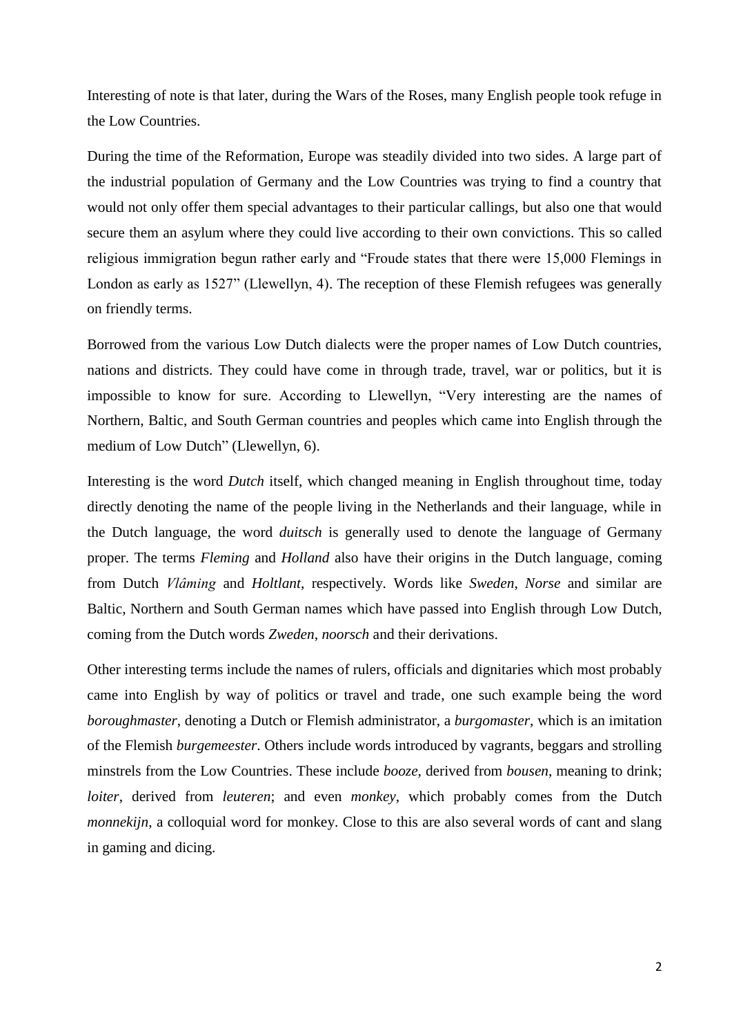Interesting of note is that later, during the Wars of the Roses, many English people took refuge in the Low Countries.

During the time of the Reformation, Europe was steadily divided into two sides. A large part of the industrial population of Germany and the Low Countries was trying to find a country that would not only offer them special advantages to their particular callings, but also one that would secure them an asylum where they could live according to their own convictions. This so called religious immigration begun rather early and "Froude states that there were 15,000 Flemings in London as early as 1527" (Llewellyn, 4). The reception of these Flemish refugees was generally on friendly terms.

Borrowed from the various Low Dutch dialects were the proper names of Low Dutch countries, nations and districts. They could have come in through trade, travel, war or politics, but it is impossible to know for sure. According to Llewellyn, "Very interesting are the names of Northern, Baltic, and South German countries and peoples which came into English through the medium of Low Dutch" (Llewellyn, 6).

Interesting is the word *Dutch* itself, which changed meaning in English throughout time, today directly denoting the name of the people living in the Netherlands and their language, while in the Dutch language, the word *duitsch* is generally used to denote the language of Germany proper. The terms *Fleming* and *Holland* also have their origins in the Dutch language, coming from Dutch *Vlâming* and *Holtlant*, respectively. Words like *Sweden*, *Norse* and similar are Baltic, Northern and South German names which have passed into English through Low Dutch, coming from the Dutch words *Zweden*, *noorsch* and their derivations.

Other interesting terms include the names of rulers, officials and dignitaries which most probably came into English by way of politics or travel and trade, one such example being the word *boroughmaster*, denoting a Dutch or Flemish administrator, a *burgomaster*, which is an imitation of the Flemish *burgemeester*. Others include words introduced by vagrants, beggars and strolling minstrels from the Low Countries. These include *booze*, derived from *bousen*, meaning to drink; *loiter*, derived from *leuteren*; and even *monkey*, which probably comes from the Dutch *monnekijn*, a colloquial word for monkey. Close to this are also several words of cant and slang in gaming and dicing.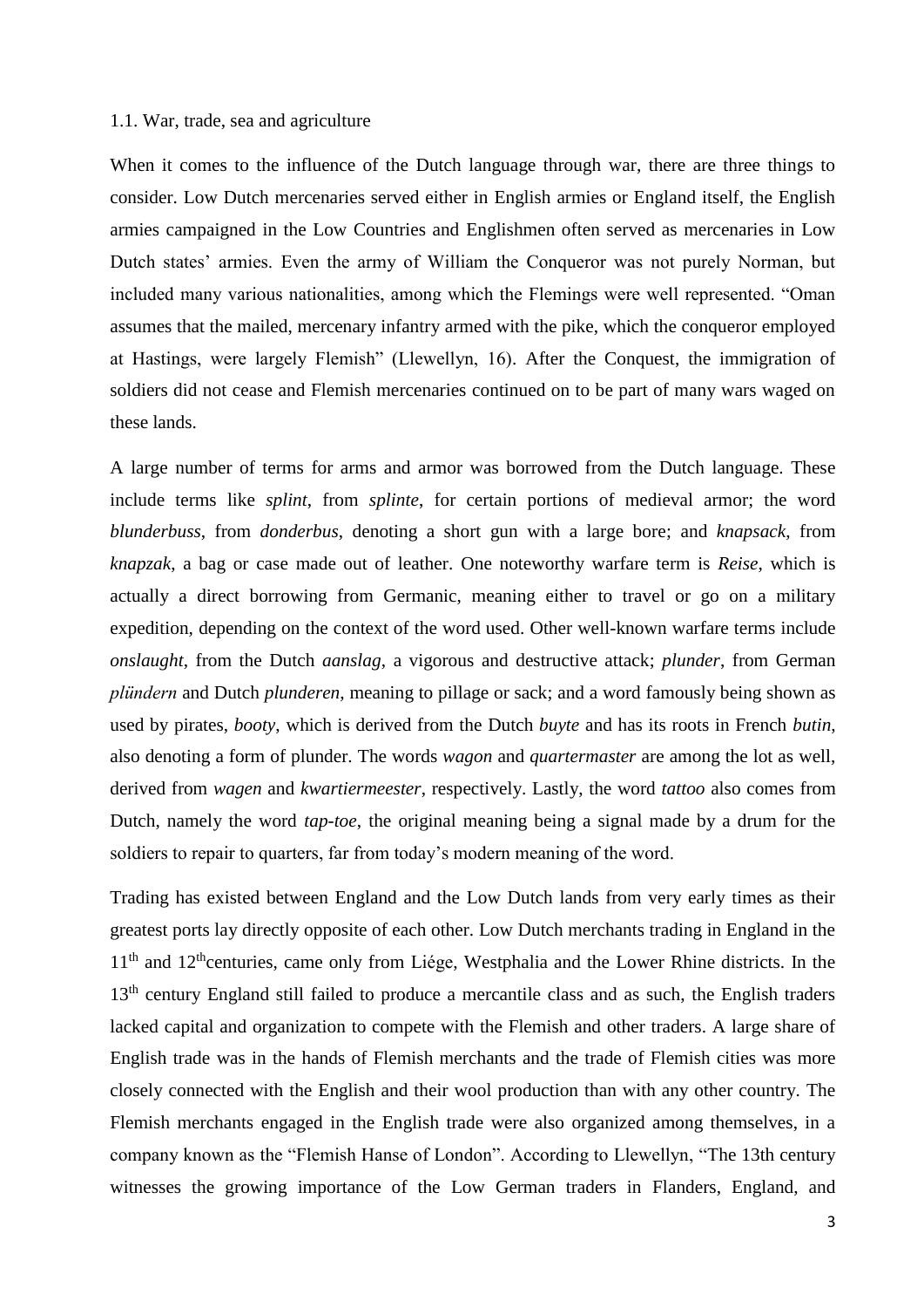### 1.1. War, trade, sea and agriculture

When it comes to the influence of the Dutch language through war, there are three things to consider. Low Dutch mercenaries served either in English armies or England itself, the English armies campaigned in the Low Countries and Englishmen often served as mercenaries in Low Dutch states' armies. Even the army of William the Conqueror was not purely Norman, but included many various nationalities, among which the Flemings were well represented. "Oman assumes that the mailed, mercenary infantry armed with the pike, which the conqueror employed at Hastings, were largely Flemish" (Llewellyn, 16). After the Conquest, the immigration of soldiers did not cease and Flemish mercenaries continued on to be part of many wars waged on these lands.

A large number of terms for arms and armor was borrowed from the Dutch language. These include terms like *splint*, from *splinte*, for certain portions of medieval armor; the word *blunderbuss*, from *donderbus*, denoting a short gun with a large bore; and *knapsack*, from *knapzak*, a bag or case made out of leather. One noteworthy warfare term is *Reise*, which is actually a direct borrowing from Germanic, meaning either to travel or go on a military expedition, depending on the context of the word used. Other well-known warfare terms include *onslaught*, from the Dutch *aanslag*, a vigorous and destructive attack; *plunder*, from German *plündern* and Dutch *plunderen*, meaning to pillage or sack; and a word famously being shown as used by pirates, *booty*, which is derived from the Dutch *buyte* and has its roots in French *butin*, also denoting a form of plunder. The words *wagon* and *quartermaster* are among the lot as well, derived from *wagen* and *kwartiermeester*, respectively. Lastly, the word *tattoo* also comes from Dutch, namely the word *tap-toe*, the original meaning being a signal made by a drum for the soldiers to repair to quarters, far from today's modern meaning of the word.

Trading has existed between England and the Low Dutch lands from very early times as their greatest ports lay directly opposite of each other. Low Dutch merchants trading in England in the 11th and 12th centuries, came only from Liége, Westphalia and the Lower Rhine districts. In the 13th century England still failed to produce a mercantile class and as such, the English traders lacked capital and organization to compete with the Flemish and other traders. A large share of English trade was in the hands of Flemish merchants and the trade of Flemish cities was more closely connected with the English and their wool production than with any other country. The Flemish merchants engaged in the English trade were also organized among themselves, in a company known as the "Flemish Hanse of London". According to Llewellyn, "The 13th century witnesses the growing importance of the Low German traders in Flanders, England, and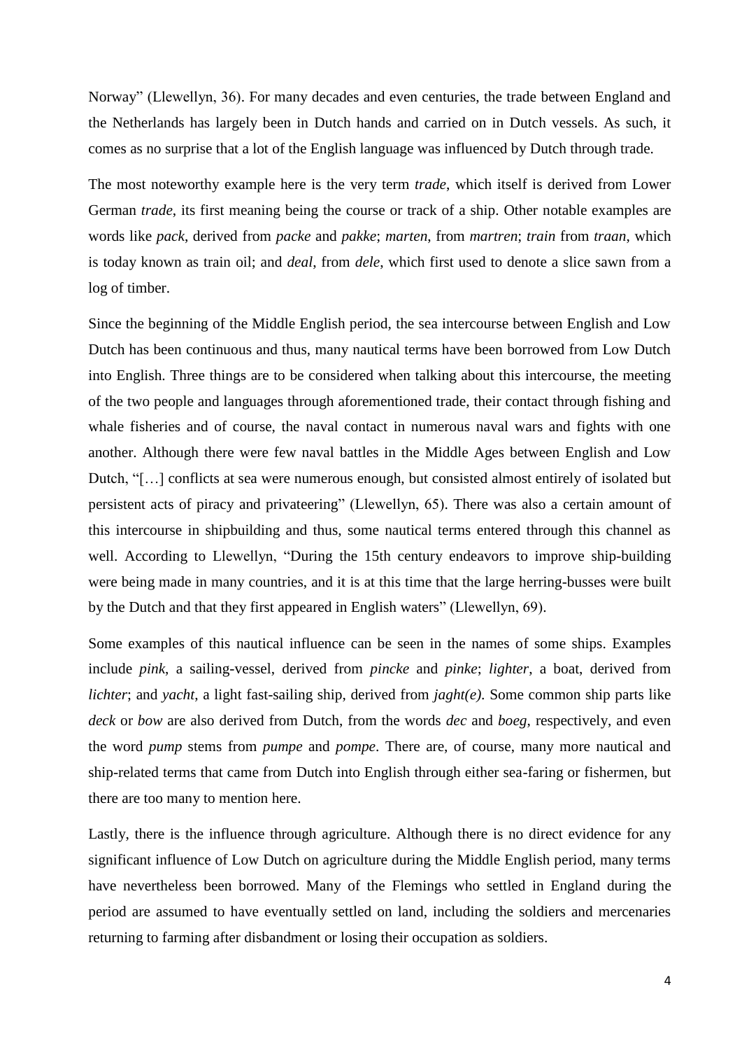Norway" (Llewellyn, 36). For many decades and even centuries, the trade between England and the Netherlands has largely been in Dutch hands and carried on in Dutch vessels. As such, it comes as no surprise that a lot of the English language was influenced by Dutch through trade.

The most noteworthy example here is the very term *trade*, which itself is derived from Lower German *trade*, its first meaning being the course or track of a ship. Other notable examples are words like *pack*, derived from *packe* and *pakke*; *marten*, from *martren*; *train* from *traan*, which is today known as train oil; and *deal*, from *dele*, which first used to denote a slice sawn from a log of timber.

Since the beginning of the Middle English period, the sea intercourse between English and Low Dutch has been continuous and thus, many nautical terms have been borrowed from Low Dutch into English. Three things are to be considered when talking about this intercourse, the meeting of the two people and languages through aforementioned trade, their contact through fishing and whale fisheries and of course, the naval contact in numerous naval wars and fights with one another. Although there were few naval battles in the Middle Ages between English and Low Dutch, "[…] conflicts at sea were numerous enough, but consisted almost entirely of isolated but persistent acts of piracy and privateering" (Llewellyn, 65). There was also a certain amount of this intercourse in shipbuilding and thus, some nautical terms entered through this channel as well. According to Llewellyn, "During the 15th century endeavors to improve ship-building were being made in many countries, and it is at this time that the large herring-busses were built by the Dutch and that they first appeared in English waters" (Llewellyn, 69).

Some examples of this nautical influence can be seen in the names of some ships. Examples include *pink*, a sailing-vessel, derived from *pincke* and *pinke*; *lighter*, a boat, derived from *lichter*; and *yacht*, a light fast-sailing ship, derived from *jaght(e)*. Some common ship parts like *deck* or *bow* are also derived from Dutch, from the words *dec* and *boeg*, respectively, and even the word *pump* stems from *pumpe* and *pompe*. There are, of course, many more nautical and ship-related terms that came from Dutch into English through either sea-faring or fishermen, but there are too many to mention here.

Lastly, there is the influence through agriculture. Although there is no direct evidence for any significant influence of Low Dutch on agriculture during the Middle English period, many terms have nevertheless been borrowed. Many of the Flemings who settled in England during the period are assumed to have eventually settled on land, including the soldiers and mercenaries returning to farming after disbandment or losing their occupation as soldiers.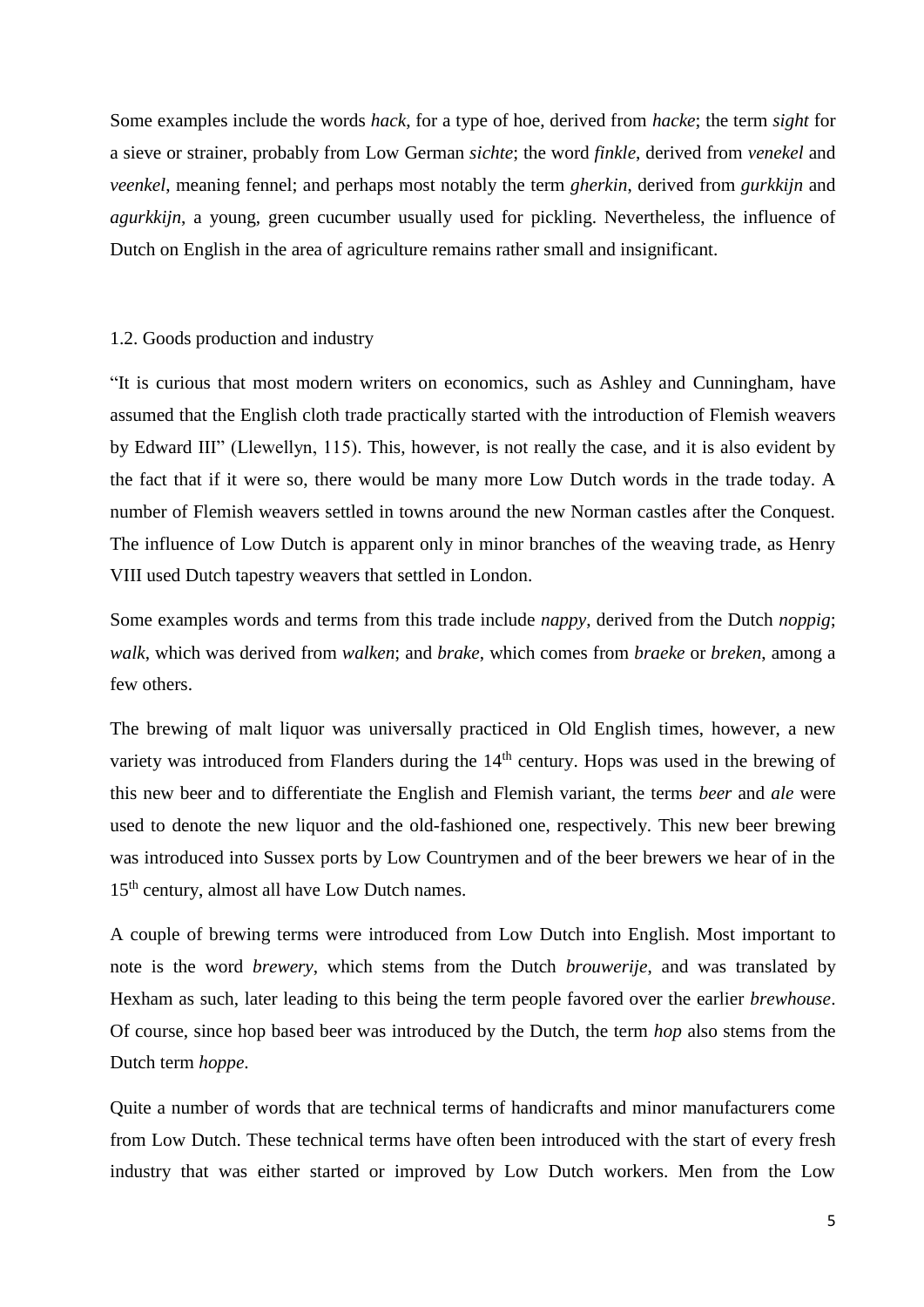Some examples include the words *hack*, for a type of hoe, derived from *hacke*; the term *sight* for a sieve or strainer, probably from Low German *sichte*; the word *finkle*, derived from *venekel* and *veenkel*, meaning fennel; and perhaps most notably the term *gherkin*, derived from *gurkkijn* and *agurkkijn*, a young, green cucumber usually used for pickling. Nevertheless, the influence of Dutch on English in the area of agriculture remains rather small and insignificant.

### 1.2. Goods production and industry

"It is curious that most modern writers on economics, such as Ashley and Cunningham, have assumed that the English cloth trade practically started with the introduction of Flemish weavers by Edward III" (Llewellyn, 115). This, however, is not really the case, and it is also evident by the fact that if it were so, there would be many more Low Dutch words in the trade today. A number of Flemish weavers settled in towns around the new Norman castles after the Conquest. The influence of Low Dutch is apparent only in minor branches of the weaving trade, as Henry VIII used Dutch tapestry weavers that settled in London.

Some examples words and terms from this trade include *nappy*, derived from the Dutch *noppig*; *walk*, which was derived from *walken*; and *brake*, which comes from *braeke* or *breken*, among a few others.

The brewing of malt liquor was universally practiced in Old English times, however, a new variety was introduced from Flanders during the 14th century. Hops was used in the brewing of this new beer and to differentiate the English and Flemish variant, the terms *beer* and *ale* were used to denote the new liquor and the old-fashioned one, respectively. This new beer brewing was introduced into Sussex ports by Low Countrymen and of the beer brewers we hear of in the 15th century, almost all have Low Dutch names.

A couple of brewing terms were introduced from Low Dutch into English. Most important to note is the word *brewery*, which stems from the Dutch *brouwerije*, and was translated by Hexham as such, later leading to this being the term people favored over the earlier *brewhouse*. Of course, since hop based beer was introduced by the Dutch, the term *hop* also stems from the Dutch term *hoppe*.

Quite a number of words that are technical terms of handicrafts and minor manufacturers come from Low Dutch. These technical terms have often been introduced with the start of every fresh industry that was either started or improved by Low Dutch workers. Men from the Low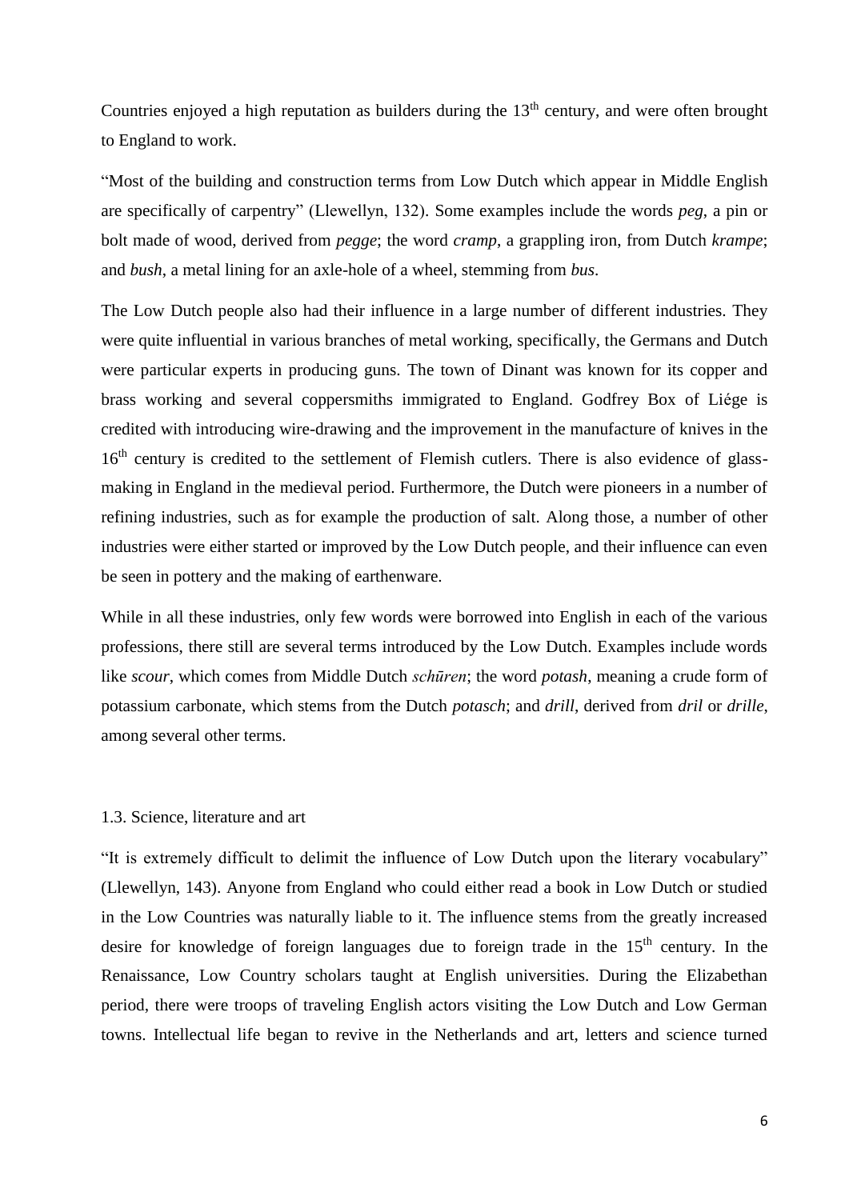Countries enjoyed a high reputation as builders during the 13th century, and were often brought to England to work.

"Most of the building and construction terms from Low Dutch which appear in Middle English are specifically of carpentry" (Llewellyn, 132). Some examples include the words *peg*, a pin or bolt made of wood, derived from *pegge*; the word *cramp*, a grappling iron, from Dutch *krampe*; and *bush*, a metal lining for an axle-hole of a wheel, stemming from *bus*.

The Low Dutch people also had their influence in a large number of different industries. They were quite influential in various branches of metal working, specifically, the Germans and Dutch were particular experts in producing guns. The town of Dinant was known for its copper and brass working and several coppersmiths immigrated to England. Godfrey Box of Liége is credited with introducing wire-drawing and the improvement in the manufacture of knives in the 16th century is credited to the settlement of Flemish cutlers. There is also evidence of glass-making in England in the medieval period. Furthermore, the Dutch were pioneers in a number of refining industries, such as for example the production of salt. Along those, a number of other industries were either started or improved by the Low Dutch people, and their influence can even be seen in pottery and the making of earthenware.

While in all these industries, only few words were borrowed into English in each of the various professions, there still are several terms introduced by the Low Dutch. Examples include words like *scour*, which comes from Middle Dutch *schūren*; the word *potash*, meaning a crude form of potassium carbonate, which stems from the Dutch *potasch*; and *drill*, derived from *dril* or *drille*, among several other terms.

### 1.3. Science, literature and art

"It is extremely difficult to delimit the influence of Low Dutch upon the literary vocabulary" (Llewellyn, 143). Anyone from England who could either read a book in Low Dutch or studied in the Low Countries was naturally liable to it. The influence stems from the greatly increased desire for knowledge of foreign languages due to foreign trade in the 15th century. In the Renaissance, Low Country scholars taught at English universities. During the Elizabethan period, there were troops of traveling English actors visiting the Low Dutch and Low German towns. Intellectual life began to revive in the Netherlands and art, letters and science turned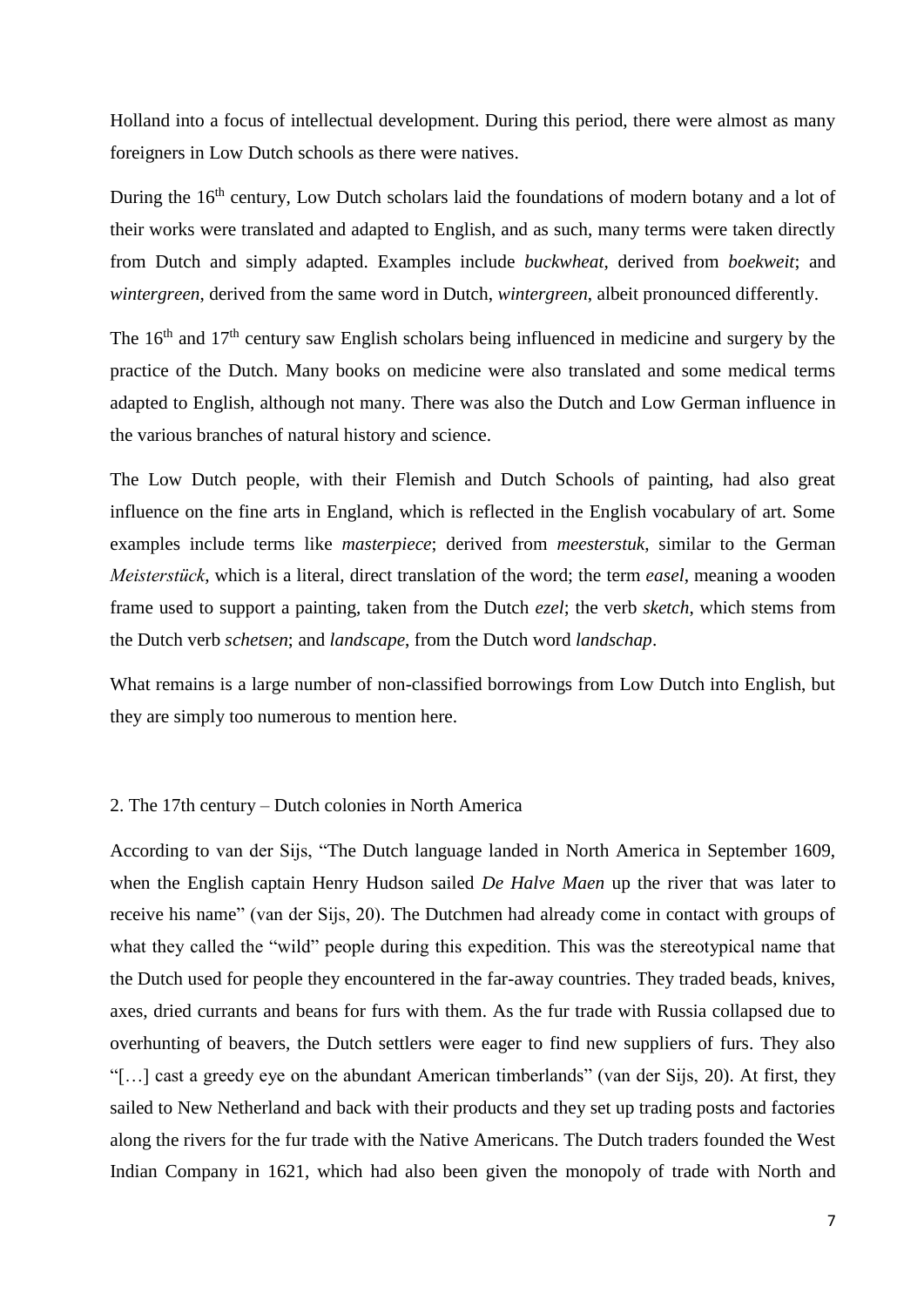Holland into a focus of intellectual development. During this period, there were almost as many foreigners in Low Dutch schools as there were natives.

During the 16th century, Low Dutch scholars laid the foundations of modern botany and a lot of their works were translated and adapted to English, and as such, many terms were taken directly from Dutch and simply adapted. Examples include *buckwheat*, derived from *boekweit*; and *wintergreen*, derived from the same word in Dutch, *wintergreen*, albeit pronounced differently.

The 16th and 17th century saw English scholars being influenced in medicine and surgery by the practice of the Dutch. Many books on medicine were also translated and some medical terms adapted to English, although not many. There was also the Dutch and Low German influence in the various branches of natural history and science.

The Low Dutch people, with their Flemish and Dutch Schools of painting, had also great influence on the fine arts in England, which is reflected in the English vocabulary of art. Some examples include terms like *masterpiece*; derived from *meesterstuk*, similar to the German *Meisterstück*, which is a literal, direct translation of the word; the term *easel*, meaning a wooden frame used to support a painting, taken from the Dutch *ezel*; the verb *sketch*, which stems from the Dutch verb *schetsen*; and *landscape*, from the Dutch word *landschap*.

What remains is a large number of non-classified borrowings from Low Dutch into English, but they are simply too numerous to mention here.

## 2. The 17th century – Dutch colonies in North America

According to van der Sijs, "The Dutch language landed in North America in September 1609, when the English captain Henry Hudson sailed *De Halve Maen* up the river that was later to receive his name" (van der Sijs, 20). The Dutchmen had already come in contact with groups of what they called the "wild" people during this expedition. This was the stereotypical name that the Dutch used for people they encountered in the far-away countries. They traded beads, knives, axes, dried currants and beans for furs with them. As the fur trade with Russia collapsed due to overhunting of beavers, the Dutch settlers were eager to find new suppliers of furs. They also "[…] cast a greedy eye on the abundant American timberlands" (van der Sijs, 20). At first, they sailed to New Netherland and back with their products and they set up trading posts and factories along the rivers for the fur trade with the Native Americans. The Dutch traders founded the West Indian Company in 1621, which had also been given the monopoly of trade with North and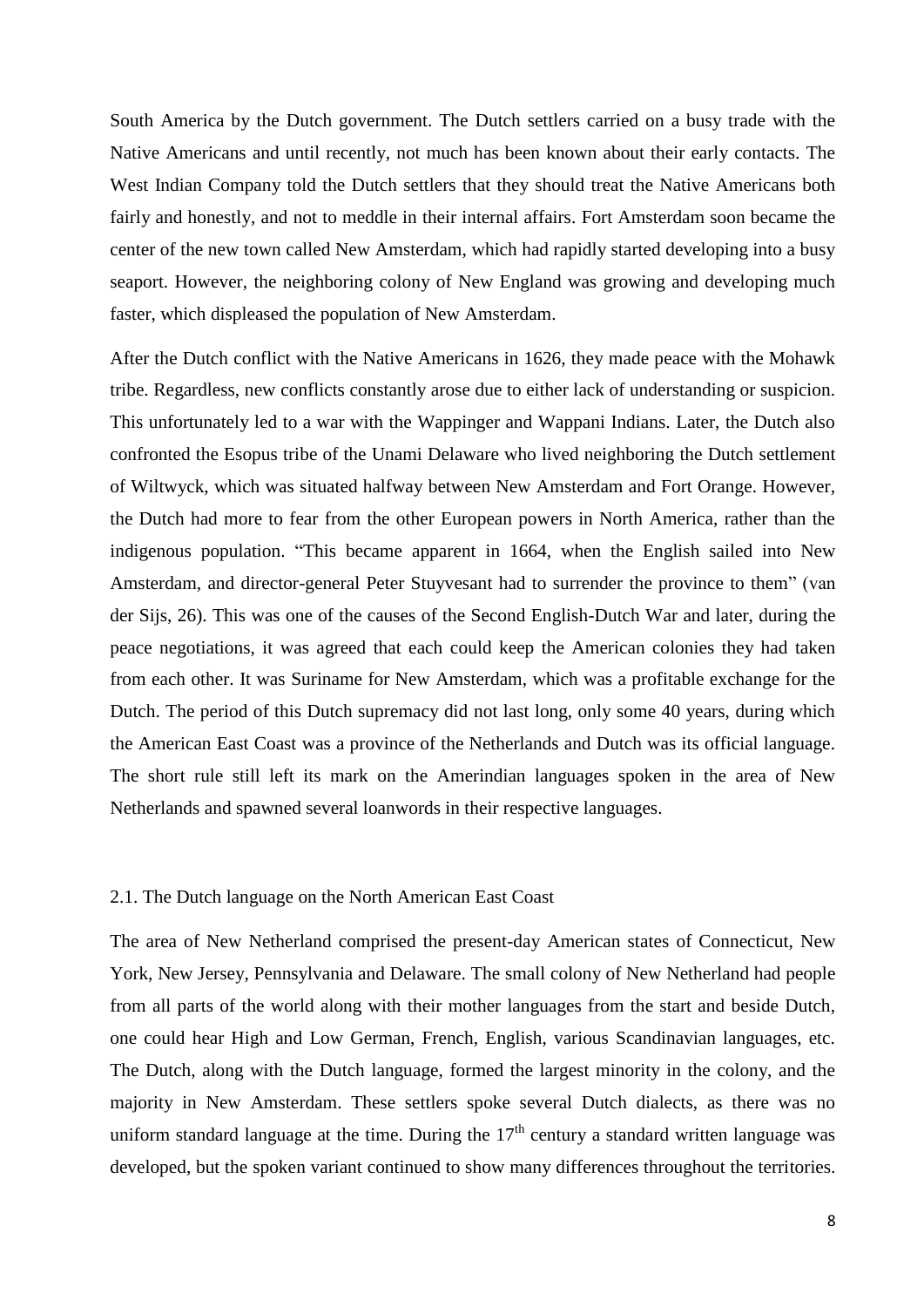South America by the Dutch government. The Dutch settlers carried on a busy trade with the Native Americans and until recently, not much has been known about their early contacts. The West Indian Company told the Dutch settlers that they should treat the Native Americans both fairly and honestly, and not to meddle in their internal affairs. Fort Amsterdam soon became the center of the new town called New Amsterdam, which had rapidly started developing into a busy seaport. However, the neighboring colony of New England was growing and developing much faster, which displeased the population of New Amsterdam.

After the Dutch conflict with the Native Americans in 1626, they made peace with the Mohawk tribe. Regardless, new conflicts constantly arose due to either lack of understanding or suspicion. This unfortunately led to a war with the Wappinger and Wappani Indians. Later, the Dutch also confronted the Esopus tribe of the Unami Delaware who lived neighboring the Dutch settlement of Wiltwyck, which was situated halfway between New Amsterdam and Fort Orange. However, the Dutch had more to fear from the other European powers in North America, rather than the indigenous population. "This became apparent in 1664, when the English sailed into New Amsterdam, and director-general Peter Stuyvesant had to surrender the province to them" (van der Sijs, 26). This was one of the causes of the Second English-Dutch War and later, during the peace negotiations, it was agreed that each could keep the American colonies they had taken from each other. It was Suriname for New Amsterdam, which was a profitable exchange for the Dutch. The period of this Dutch supremacy did not last long, only some 40 years, during which the American East Coast was a province of the Netherlands and Dutch was its official language. The short rule still left its mark on the Amerindian languages spoken in the area of New Netherlands and spawned several loanwords in their respective languages.

## 2.1. The Dutch language on the North American East Coast

The area of New Netherland comprised the present-day American states of Connecticut, New York, New Jersey, Pennsylvania and Delaware. The small colony of New Netherland had people from all parts of the world along with their mother languages from the start and beside Dutch, one could hear High and Low German, French, English, various Scandinavian languages, etc. The Dutch, along with the Dutch language, formed the largest minority in the colony, and the majority in New Amsterdam. These settlers spoke several Dutch dialects, as there was no uniform standard language at the time. During the 17th century a standard written language was developed, but the spoken variant continued to show many differences throughout the territories.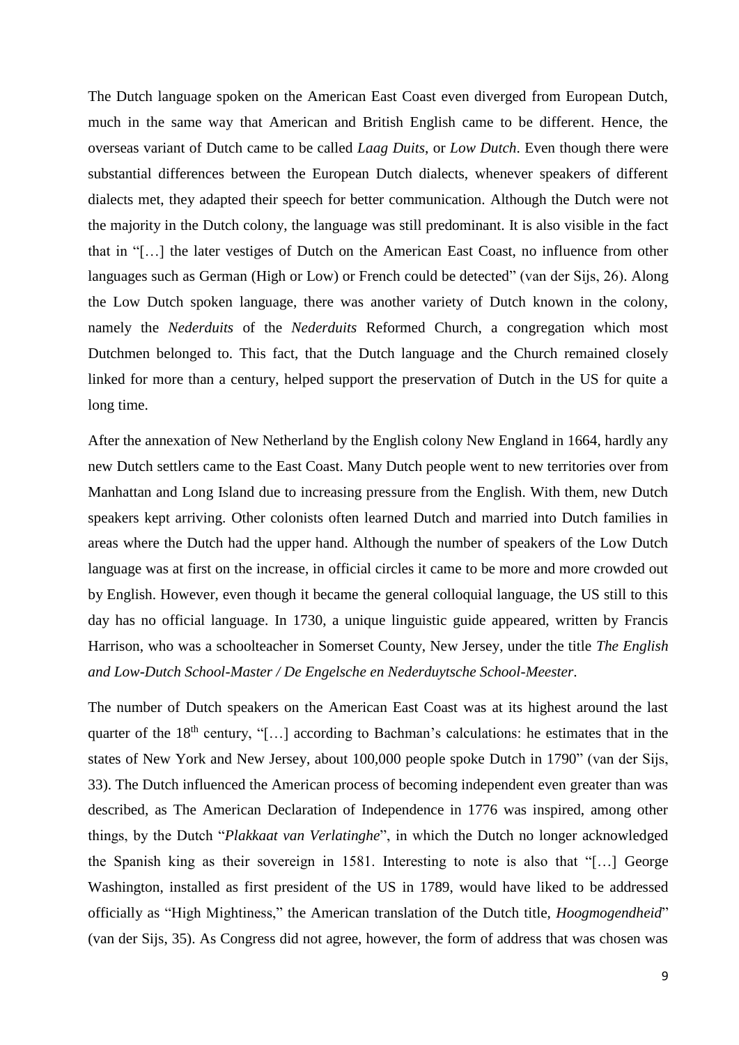The Dutch language spoken on the American East Coast even diverged from European Dutch, much in the same way that American and British English came to be different. Hence, the overseas variant of Dutch came to be called *Laag Duits*, or *Low Dutch*. Even though there were substantial differences between the European Dutch dialects, whenever speakers of different dialects met, they adapted their speech for better communication. Although the Dutch were not the majority in the Dutch colony, the language was still predominant. It is also visible in the fact that in "[…] the later vestiges of Dutch on the American East Coast, no influence from other languages such as German (High or Low) or French could be detected" (van der Sijs, 26). Along the Low Dutch spoken language, there was another variety of Dutch known in the colony, namely the *Nederduits* of the *Nederduits* Reformed Church, a congregation which most Dutchmen belonged to. This fact, that the Dutch language and the Church remained closely linked for more than a century, helped support the preservation of Dutch in the US for quite a long time.

After the annexation of New Netherland by the English colony New England in 1664, hardly any new Dutch settlers came to the East Coast. Many Dutch people went to new territories over from Manhattan and Long Island due to increasing pressure from the English. With them, new Dutch speakers kept arriving. Other colonists often learned Dutch and married into Dutch families in areas where the Dutch had the upper hand. Although the number of speakers of the Low Dutch language was at first on the increase, in official circles it came to be more and more crowded out by English. However, even though it became the general colloquial language, the US still to this day has no official language. In 1730, a unique linguistic guide appeared, written by Francis Harrison, who was a schoolteacher in Somerset County, New Jersey, under the title *The English and Low-Dutch School-Master / De Engelsche en Nederduytsche School-Meester*.

The number of Dutch speakers on the American East Coast was at its highest around the last quarter of the 18th century, "[…] according to Bachman's calculations: he estimates that in the states of New York and New Jersey, about 100,000 people spoke Dutch in 1790" (van der Sijs, 33). The Dutch influenced the American process of becoming independent even greater than was described, as The American Declaration of Independence in 1776 was inspired, among other things, by the Dutch "*Plakkaat van Verlatinghe*", in which the Dutch no longer acknowledged the Spanish king as their sovereign in 1581. Interesting to note is also that "[…] George Washington, installed as first president of the US in 1789, would have liked to be addressed officially as "High Mightiness," the American translation of the Dutch title, *Hoogmogendheid*" (van der Sijs, 35). As Congress did not agree, however, the form of address that was chosen was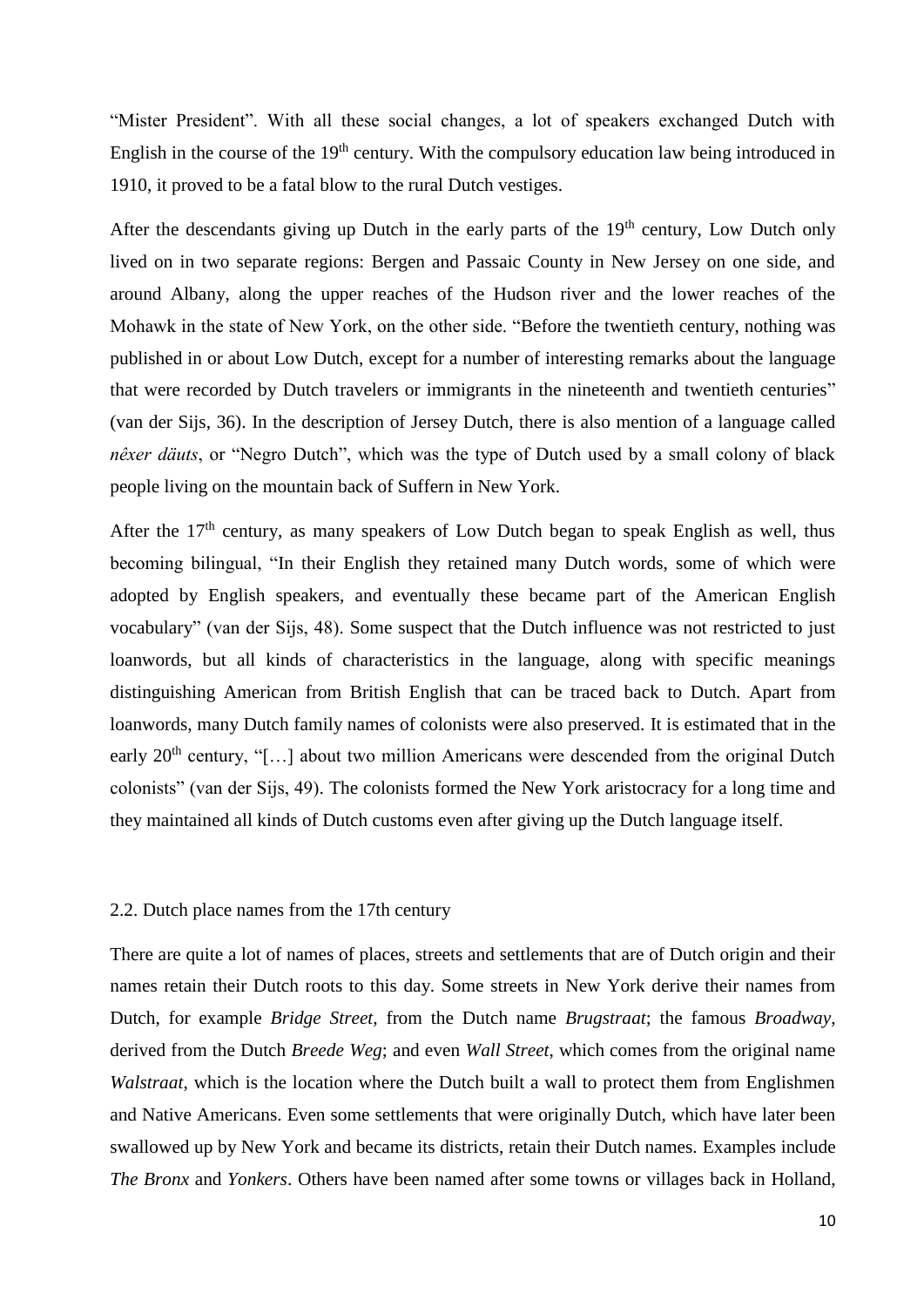"Mister President". With all these social changes, a lot of speakers exchanged Dutch with English in the course of the 19th century. With the compulsory education law being introduced in 1910, it proved to be a fatal blow to the rural Dutch vestiges.

After the descendants giving up Dutch in the early parts of the 19th century, Low Dutch only lived on in two separate regions: Bergen and Passaic County in New Jersey on one side, and around Albany, along the upper reaches of the Hudson river and the lower reaches of the Mohawk in the state of New York, on the other side. "Before the twentieth century, nothing was published in or about Low Dutch, except for a number of interesting remarks about the language that were recorded by Dutch travelers or immigrants in the nineteenth and twentieth centuries" (van der Sijs, 36). In the description of Jersey Dutch, there is also mention of a language called *nêxer däuts*, or "Negro Dutch", which was the type of Dutch used by a small colony of black people living on the mountain back of Suffern in New York.

After the 17th century, as many speakers of Low Dutch began to speak English as well, thus becoming bilingual, "In their English they retained many Dutch words, some of which were adopted by English speakers, and eventually these became part of the American English vocabulary" (van der Sijs, 48). Some suspect that the Dutch influence was not restricted to just loanwords, but all kinds of characteristics in the language, along with specific meanings distinguishing American from British English that can be traced back to Dutch. Apart from loanwords, many Dutch family names of colonists were also preserved. It is estimated that in the early 20th century, "[…] about two million Americans were descended from the original Dutch colonists" (van der Sijs, 49). The colonists formed the New York aristocracy for a long time and they maintained all kinds of Dutch customs even after giving up the Dutch language itself.

## 2.2. Dutch place names from the 17th century

There are quite a lot of names of places, streets and settlements that are of Dutch origin and their names retain their Dutch roots to this day. Some streets in New York derive their names from Dutch, for example *Bridge Street*, from the Dutch name *Brugstraat*; the famous *Broadway*, derived from the Dutch *Breede Weg*; and even *Wall Street*, which comes from the original name *Walstraat*, which is the location where the Dutch built a wall to protect them from Englishmen and Native Americans. Even some settlements that were originally Dutch, which have later been swallowed up by New York and became its districts, retain their Dutch names. Examples include *The Bronx* and *Yonkers*. Others have been named after some towns or villages back in Holland,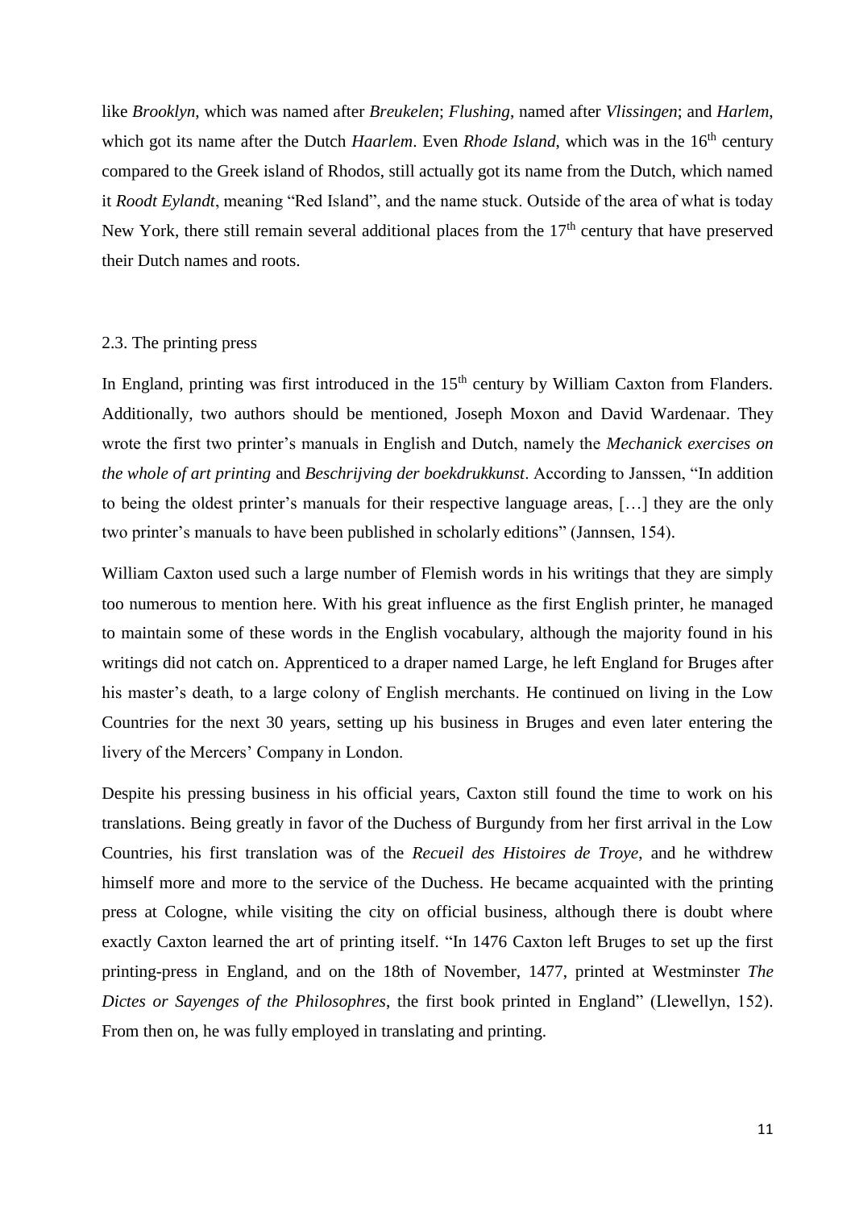like *Brooklyn*, which was named after *Breukelen*; *Flushing*, named after *Vlissingen*; and *Harlem*, which got its name after the Dutch *Haarlem*. Even *Rhode Island*, which was in the 16th century compared to the Greek island of Rhodos, still actually got its name from the Dutch, which named it *Roodt Eylandt*, meaning "Red Island", and the name stuck. Outside of the area of what is today New York, there still remain several additional places from the 17th century that have preserved their Dutch names and roots.

## 2.3. The printing press

In England, printing was first introduced in the 15th century by William Caxton from Flanders. Additionally, two authors should be mentioned, Joseph Moxon and David Wardenaar. They wrote the first two printer's manuals in English and Dutch, namely the *Mechanick exercises on the whole of art printing* and *Beschrijving der boekdrukkunst*. According to Janssen, "In addition to being the oldest printer's manuals for their respective language areas, […] they are the only two printer's manuals to have been published in scholarly editions" (Jannsen, 154).

William Caxton used such a large number of Flemish words in his writings that they are simply too numerous to mention here. With his great influence as the first English printer, he managed to maintain some of these words in the English vocabulary, although the majority found in his writings did not catch on. Apprenticed to a draper named Large, he left England for Bruges after his master's death, to a large colony of English merchants. He continued on living in the Low Countries for the next 30 years, setting up his business in Bruges and even later entering the livery of the Mercers' Company in London.

Despite his pressing business in his official years, Caxton still found the time to work on his translations. Being greatly in favor of the Duchess of Burgundy from her first arrival in the Low Countries, his first translation was of the *Recueil des Histoires de Troye*, and he withdrew himself more and more to the service of the Duchess. He became acquainted with the printing press at Cologne, while visiting the city on official business, although there is doubt where exactly Caxton learned the art of printing itself. "In 1476 Caxton left Bruges to set up the first printing-press in England, and on the 18th of November, 1477, printed at Westminster *The Dictes or Sayenges of the Philosophres*, the first book printed in England" (Llewellyn, 152). From then on, he was fully employed in translating and printing.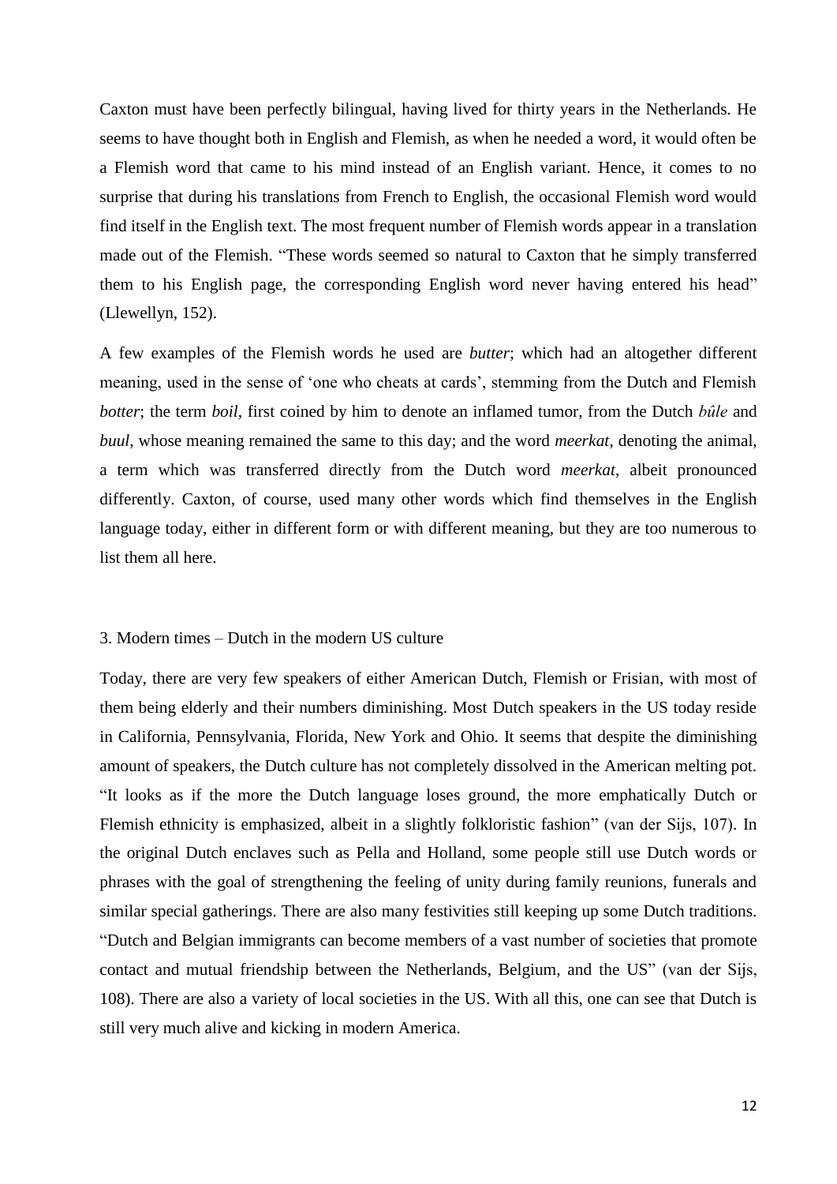Caxton must have been perfectly bilingual, having lived for thirty years in the Netherlands. He seems to have thought both in English and Flemish, as when he needed a word, it would often be a Flemish word that came to his mind instead of an English variant. Hence, it comes to no surprise that during his translations from French to English, the occasional Flemish word would find itself in the English text. The most frequent number of Flemish words appear in a translation made out of the Flemish. "These words seemed so natural to Caxton that he simply transferred them to his English page, the corresponding English word never having entered his head" (Llewellyn, 152).

A few examples of the Flemish words he used are *butter*; which had an altogether different meaning, used in the sense of 'one who cheats at cards', stemming from the Dutch and Flemish *botter*; the term *boil*, first coined by him to denote an inflamed tumor, from the Dutch *bûle* and *buul*, whose meaning remained the same to this day; and the word *meerkat*, denoting the animal, a term which was transferred directly from the Dutch word *meerkat*, albeit pronounced differently. Caxton, of course, used many other words which find themselves in the English language today, either in different form or with different meaning, but they are too numerous to list them all here.

## 3. Modern times – Dutch in the modern US culture

Today, there are very few speakers of either American Dutch, Flemish or Frisian, with most of them being elderly and their numbers diminishing. Most Dutch speakers in the US today reside in California, Pennsylvania, Florida, New York and Ohio. It seems that despite the diminishing amount of speakers, the Dutch culture has not completely dissolved in the American melting pot. "It looks as if the more the Dutch language loses ground, the more emphatically Dutch or Flemish ethnicity is emphasized, albeit in a slightly folkloristic fashion" (van der Sijs, 107). In the original Dutch enclaves such as Pella and Holland, some people still use Dutch words or phrases with the goal of strengthening the feeling of unity during family reunions, funerals and similar special gatherings. There are also many festivities still keeping up some Dutch traditions. "Dutch and Belgian immigrants can become members of a vast number of societies that promote contact and mutual friendship between the Netherlands, Belgium, and the US" (van der Sijs, 108). There are also a variety of local societies in the US. With all this, one can see that Dutch is still very much alive and kicking in modern America.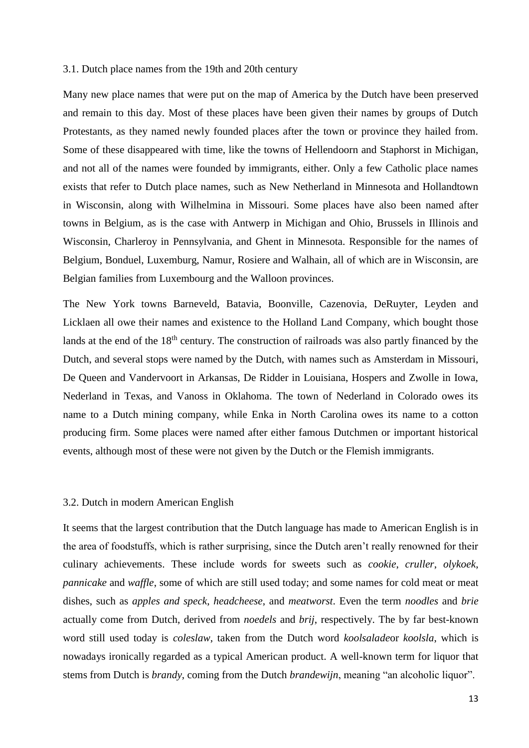### 3.1. Dutch place names from the 19th and 20th century

Many new place names that were put on the map of America by the Dutch have been preserved and remain to this day. Most of these places have been given their names by groups of Dutch Protestants, as they named newly founded places after the town or province they hailed from. Some of these disappeared with time, like the towns of Hellendoorn and Staphorst in Michigan, and not all of the names were founded by immigrants, either. Only a few Catholic place names exists that refer to Dutch place names, such as New Netherland in Minnesota and Hollandtown in Wisconsin, along with Wilhelmina in Missouri. Some places have also been named after towns in Belgium, as is the case with Antwerp in Michigan and Ohio, Brussels in Illinois and Wisconsin, Charleroy in Pennsylvania, and Ghent in Minnesota. Responsible for the names of Belgium, Bonduel, Luxemburg, Namur, Rosiere and Walhain, all of which are in Wisconsin, are Belgian families from Luxembourg and the Walloon provinces.

The New York towns Barneveld, Batavia, Boonville, Cazenovia, DeRuyter, Leyden and Licklaen all owe their names and existence to the Holland Land Company, which bought those lands at the end of the 18th century. The construction of railroads was also partly financed by the Dutch, and several stops were named by the Dutch, with names such as Amsterdam in Missouri, De Queen and Vandervoort in Arkansas, De Ridder in Louisiana, Hospers and Zwolle in Iowa, Nederland in Texas, and Vanoss in Oklahoma. The town of Nederland in Colorado owes its name to a Dutch mining company, while Enka in North Carolina owes its name to a cotton producing firm. Some places were named after either famous Dutchmen or important historical events, although most of these were not given by the Dutch or the Flemish immigrants.

### 3.2. Dutch in modern American English

It seems that the largest contribution that the Dutch language has made to American English is in the area of foodstuffs, which is rather surprising, since the Dutch aren't really renowned for their culinary achievements. These include words for sweets such as *cookie*, *cruller*, *olykoek*, *pannicake* and *waffle*, some of which are still used today; and some names for cold meat or meat dishes, such as *apples and speck*, *headcheese*, and *meatworst*. Even the term *noodles* and *brie* actually come from Dutch, derived from *noedels* and *brij*, respectively. The by far best-known word still used today is *coleslaw*, taken from the Dutch word *koolsalade*or *koolsla*, which is nowadays ironically regarded as a typical American product. A well-known term for liquor that stems from Dutch is *brandy*, coming from the Dutch *brandewijn*, meaning "an alcoholic liquor".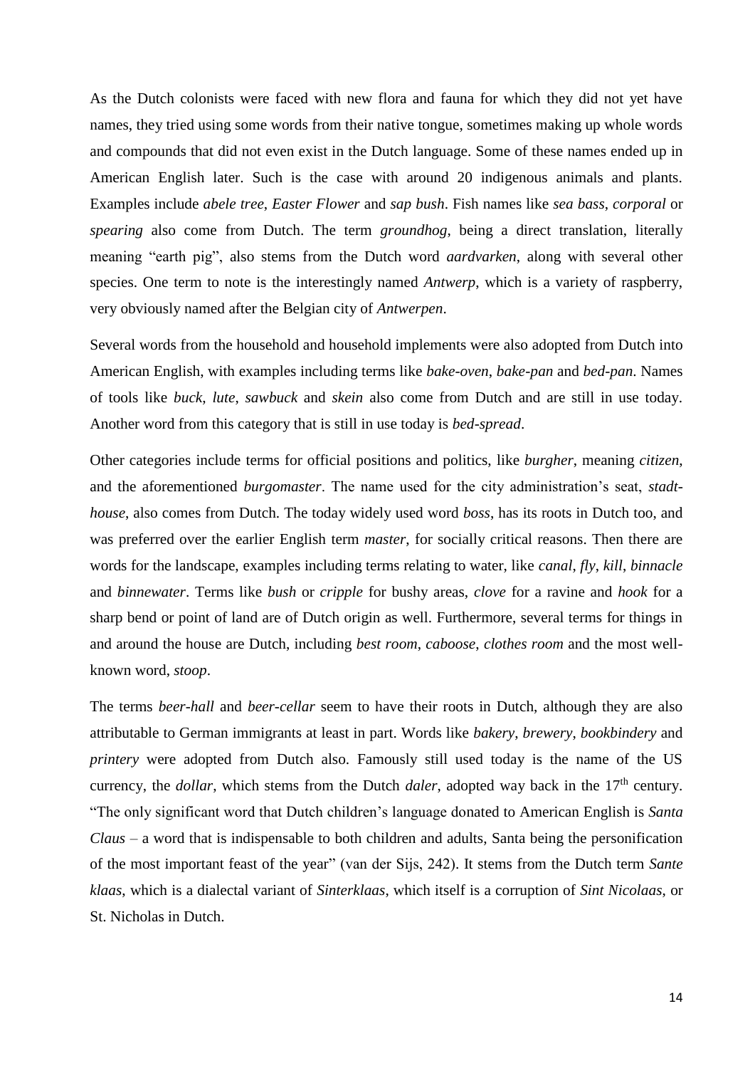As the Dutch colonists were faced with new flora and fauna for which they did not yet have names, they tried using some words from their native tongue, sometimes making up whole words and compounds that did not even exist in the Dutch language. Some of these names ended up in American English later. Such is the case with around 20 indigenous animals and plants. Examples include *abele tree*, *Easter Flower* and *sap bush*. Fish names like *sea bass*, *corporal* or *spearing* also come from Dutch. The term *groundhog*, being a direct translation, literally meaning "earth pig", also stems from the Dutch word *aardvarken*, along with several other species. One term to note is the interestingly named *Antwerp*, which is a variety of raspberry, very obviously named after the Belgian city of *Antwerpen*.

Several words from the household and household implements were also adopted from Dutch into American English, with examples including terms like *bake-oven*, *bake-pan* and *bed-pan*. Names of tools like *buck*, *lute*, *sawbuck* and *skein* also come from Dutch and are still in use today. Another word from this category that is still in use today is *bed-spread*.

Other categories include terms for official positions and politics, like *burgher*, meaning *citizen*, and the aforementioned *burgomaster*. The name used for the city administration's seat, *stadt-house*, also comes from Dutch. The today widely used word *boss*, has its roots in Dutch too, and was preferred over the earlier English term *master*, for socially critical reasons. Then there are words for the landscape, examples including terms relating to water, like *canal*, *fly*, *kill*, *binnacle* and *binnewater*. Terms like *bush* or *cripple* for bushy areas, *clove* for a ravine and *hook* for a sharp bend or point of land are of Dutch origin as well. Furthermore, several terms for things in and around the house are Dutch, including *best room*, *caboose*, *clothes room* and the most well-known word, *stoop*.

The terms *beer-hall* and *beer-cellar* seem to have their roots in Dutch, although they are also attributable to German immigrants at least in part. Words like *bakery*, *brewery*, *bookbindery* and *printery* were adopted from Dutch also. Famously still used today is the name of the US currency, the *dollar*, which stems from the Dutch *daler*, adopted way back in the 17th century. "The only significant word that Dutch children's language donated to American English is *Santa Claus* – a word that is indispensable to both children and adults, Santa being the personification of the most important feast of the year" (van der Sijs, 242). It stems from the Dutch term *Sante klaas*, which is a dialectal variant of *Sinterklaas*, which itself is a corruption of *Sint Nicolaas*, or St. Nicholas in Dutch.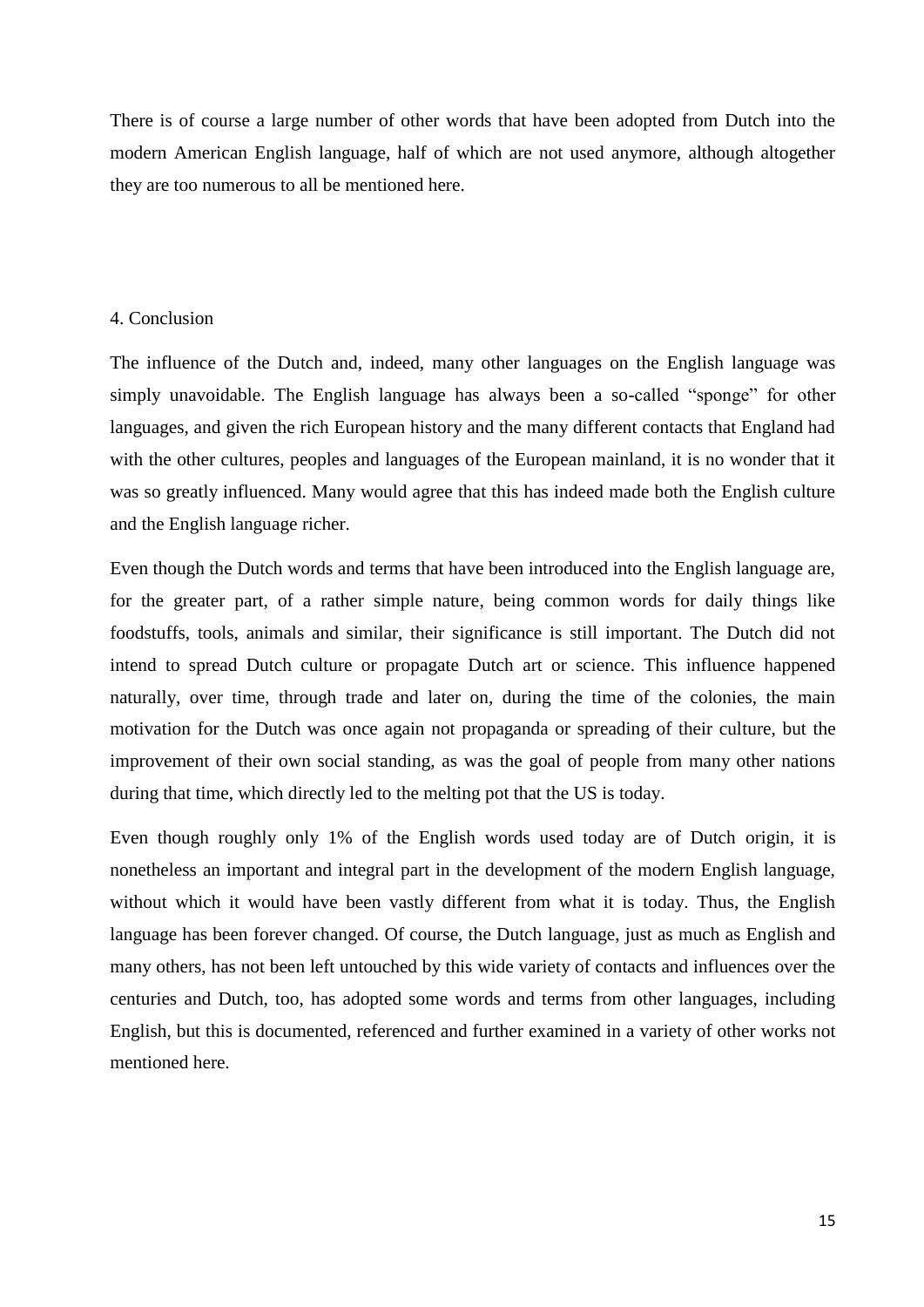There is of course a large number of other words that have been adopted from Dutch into the modern American English language, half of which are not used anymore, although altogether they are too numerous to all be mentioned here.

## 4. Conclusion

The influence of the Dutch and, indeed, many other languages on the English language was simply unavoidable. The English language has always been a so-called “sponge” for other languages, and given the rich European history and the many different contacts that England had with the other cultures, peoples and languages of the European mainland, it is no wonder that it was so greatly influenced. Many would agree that this has indeed made both the English culture and the English language richer.

Even though the Dutch words and terms that have been introduced into the English language are, for the greater part, of a rather simple nature, being common words for daily things like foodstuffs, tools, animals and similar, their significance is still important. The Dutch did not intend to spread Dutch culture or propagate Dutch art or science. This influence happened naturally, over time, through trade and later on, during the time of the colonies, the main motivation for the Dutch was once again not propaganda or spreading of their culture, but the improvement of their own social standing, as was the goal of people from many other nations during that time, which directly led to the melting pot that the US is today.

Even though roughly only 1% of the English words used today are of Dutch origin, it is nonetheless an important and integral part in the development of the modern English language, without which it would have been vastly different from what it is today. Thus, the English language has been forever changed. Of course, the Dutch language, just as much as English and many others, has not been left untouched by this wide variety of contacts and influences over the centuries and Dutch, too, has adopted some words and terms from other languages, including English, but this is documented, referenced and further examined in a variety of other works not mentioned here.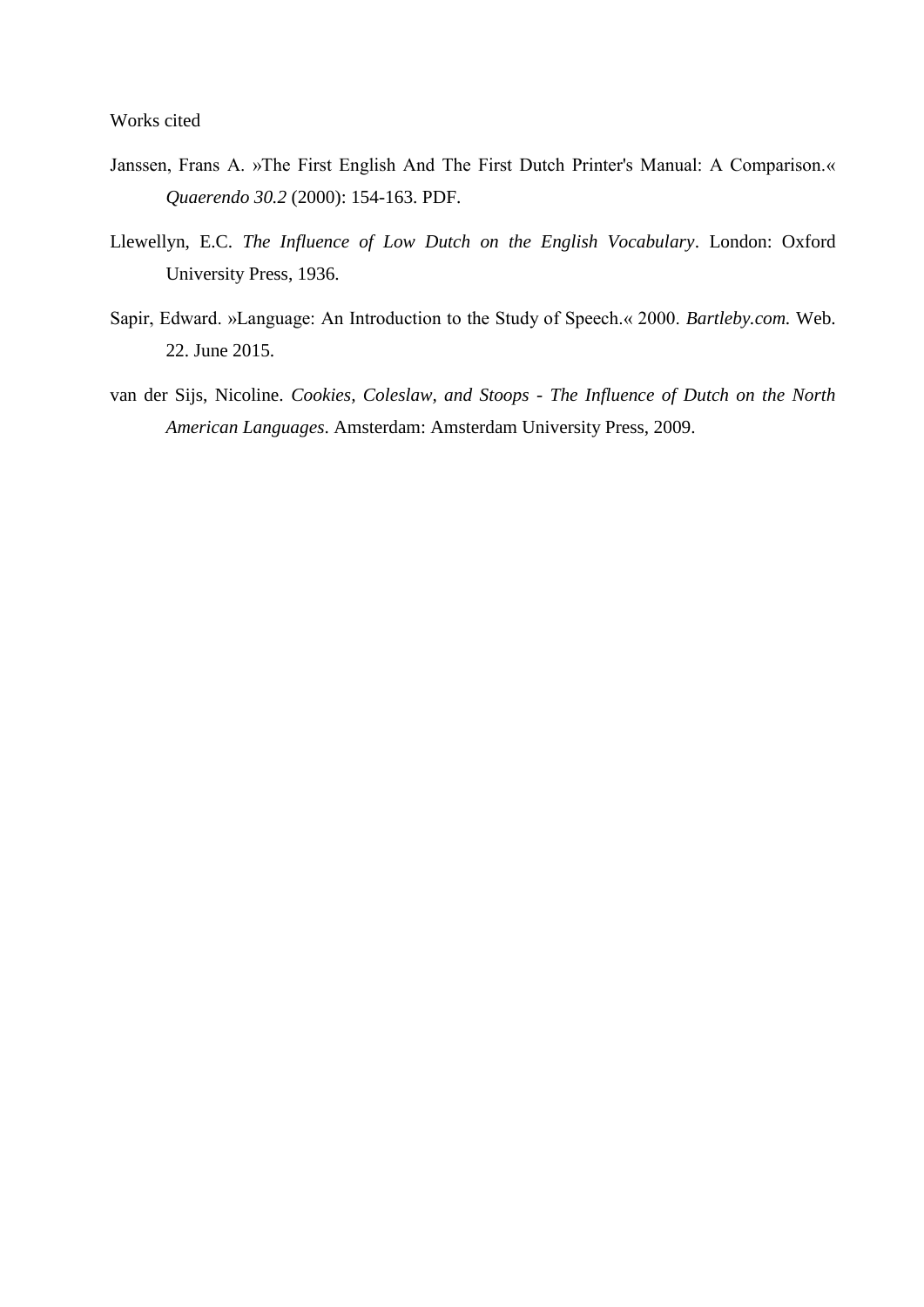# Works cited

Janssen, Frans A. »The First English And The First Dutch Printer's Manual: A Comparison.« *Quaerendo 30.2* (2000): 154-163. PDF.

Llewellyn, E.C. *The Influence of Low Dutch on the English Vocabulary*. London: Oxford University Press, 1936.

Sapir, Edward. »Language: An Introduction to the Study of Speech.« 2000. *Bartleby.com.* Web. 22. June 2015.

van der Sijs, Nicoline. *Cookies, Coleslaw, and Stoops - The Influence of Dutch on the North American Languages*. Amsterdam: Amsterdam University Press, 2009.